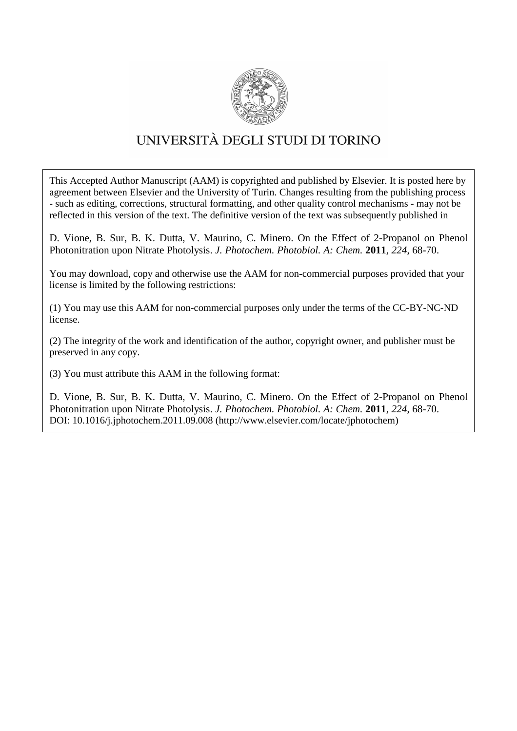UNIVERSITÀ DEGLI STUDI DI TORINO

This Accepted Author Manuscript (AAM) is copyrighted and published by Elsevier. It is posted here by agreement between Elsevier and the University of Turin. Changes resulting from the publishing process - such as editing, corrections, structural formatting, and other quality control mechanisms - may not be reflected in this version of the text. The definitive version of the text was subsequently published in

D. Vione, B. Sur, B. K. Dutta, V. Maurino, C. Minero. On the Effect of 2-Propanol on Phenol Photonitration upon Nitrate Photolysis. *J. Photochem. Photobiol. A: Chem.* **2011**, *224*, 68-70.

You may download, copy and otherwise use the AAM for non-commercial purposes provided that your license is limited by the following restrictions:

(1) You may use this AAM for non-commercial purposes only under the terms of the CC-BY-NC-ND license.

(2) The integrity of the work and identification of the author, copyright owner, and publisher must be preserved in any copy.

(3) You must attribute this AAM in the following format:

D. Vione, B. Sur, B. K. Dutta, V. Maurino, C. Minero. On the Effect of 2-Propanol on Phenol Photonitration upon Nitrate Photolysis. *J. Photochem. Photobiol. A: Chem.* **2011**, *224*, 68-70.
DOI: 10.1016/j.jphotochem.2011.09.008 (http://www.elsevier.com/locate/jphotochem)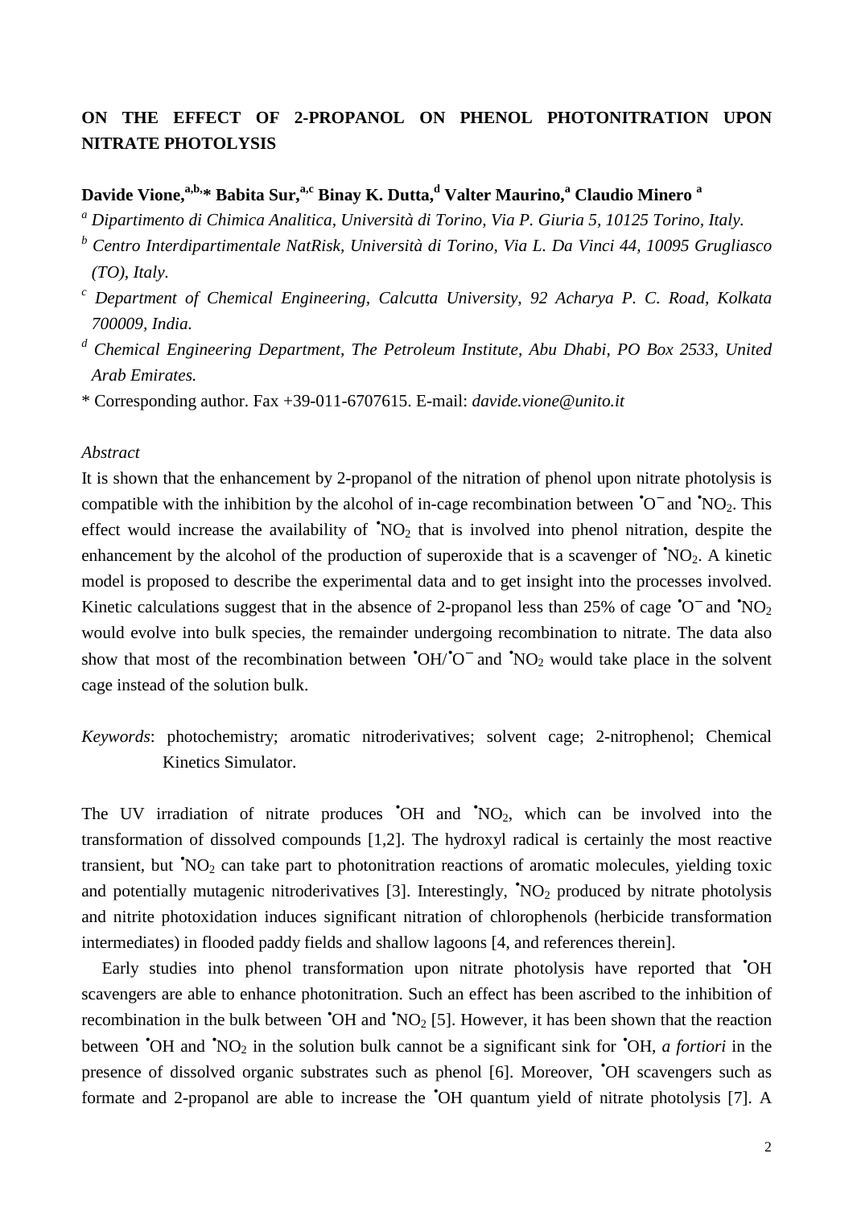# ON THE EFFECT OF 2-PROPANOL ON PHENOL PHOTONITRATION UPON NITRATE PHOTOLYSIS

**Davide Vione,[a,b,]* Babita Sur,[a,c] Binay K. Dutta,[d] Valter Maurino,[a] Claudio Minero [a]**

[a] *Dipartimento di Chimica Analitica, Università di Torino, Via P. Giuria 5, 10125 Torino, Italy.*

[b] *Centro Interdipartimentale NatRisk, Università di Torino, Via L. Da Vinci 44, 10095 Grugliasco (TO), Italy.*

[c] *Department of Chemical Engineering, Calcutta University, 92 Acharya P. C. Road, Kolkata 700009, India.*

[d] *Chemical Engineering Department, The Petroleum Institute, Abu Dhabi, PO Box 2533, United Arab Emirates.*

\* Corresponding author. Fax +39-011-6707615. E-mail: *davide.vione@unito.it*

*Abstract*

It is shown that the enhancement by 2-propanol of the nitration of phenol upon nitrate photolysis is compatible with the inhibition by the alcohol of in-cage recombination between $^{\bullet}O^{-}$ and $^{\bullet}NO_2$. This effect would increase the availability of $^{\bullet}NO_2$ that is involved into phenol nitration, despite the enhancement by the alcohol of the production of superoxide that is a scavenger of $^{\bullet}NO_2$. A kinetic model is proposed to describe the experimental data and to get insight into the processes involved. Kinetic calculations suggest that in the absence of 2-propanol less than 25% of cage $^{\bullet}O^{-}$ and $^{\bullet}NO_2$ would evolve into bulk species, the remainder undergoing recombination to nitrate. The data also show that most of the recombination between $^{\bullet}OH/^{\bullet}O^{-}$ and $^{\bullet}NO_2$ would take place in the solvent cage instead of the solution bulk.

*Keywords*: photochemistry; aromatic nitroderivatives; solvent cage; 2-nitrophenol; Chemical Kinetics Simulator.

The UV irradiation of nitrate produces $^{\bullet}OH$ and $^{\bullet}NO_2$, which can be involved into the transformation of dissolved compounds [1,2]. The hydroxyl radical is certainly the most reactive transient, but $^{\bullet}NO_2$ can take part to photonitration reactions of aromatic molecules, yielding toxic and potentially mutagenic nitroderivatives [3]. Interestingly, $^{\bullet}NO_2$ produced by nitrate photolysis and nitrite photoxidation induces significant nitration of chlorophenols (herbicide transformation intermediates) in flooded paddy fields and shallow lagoons [4, and references therein].

Early studies into phenol transformation upon nitrate photolysis have reported that $^{\bullet}OH$ scavengers are able to enhance photonitration. Such an effect has been ascribed to the inhibition of recombination in the bulk between $^{\bullet}OH$ and $^{\bullet}NO_2$ [5]. However, it has been shown that the reaction between $^{\bullet}OH$ and $^{\bullet}NO_2$ in the solution bulk cannot be a significant sink for $^{\bullet}OH$, *a fortiori* in the presence of dissolved organic substrates such as phenol [6]. Moreover, $^{\bullet}OH$ scavengers such as formate and 2-propanol are able to increase the $^{\bullet}OH$ quantum yield of nitrate photolysis [7]. A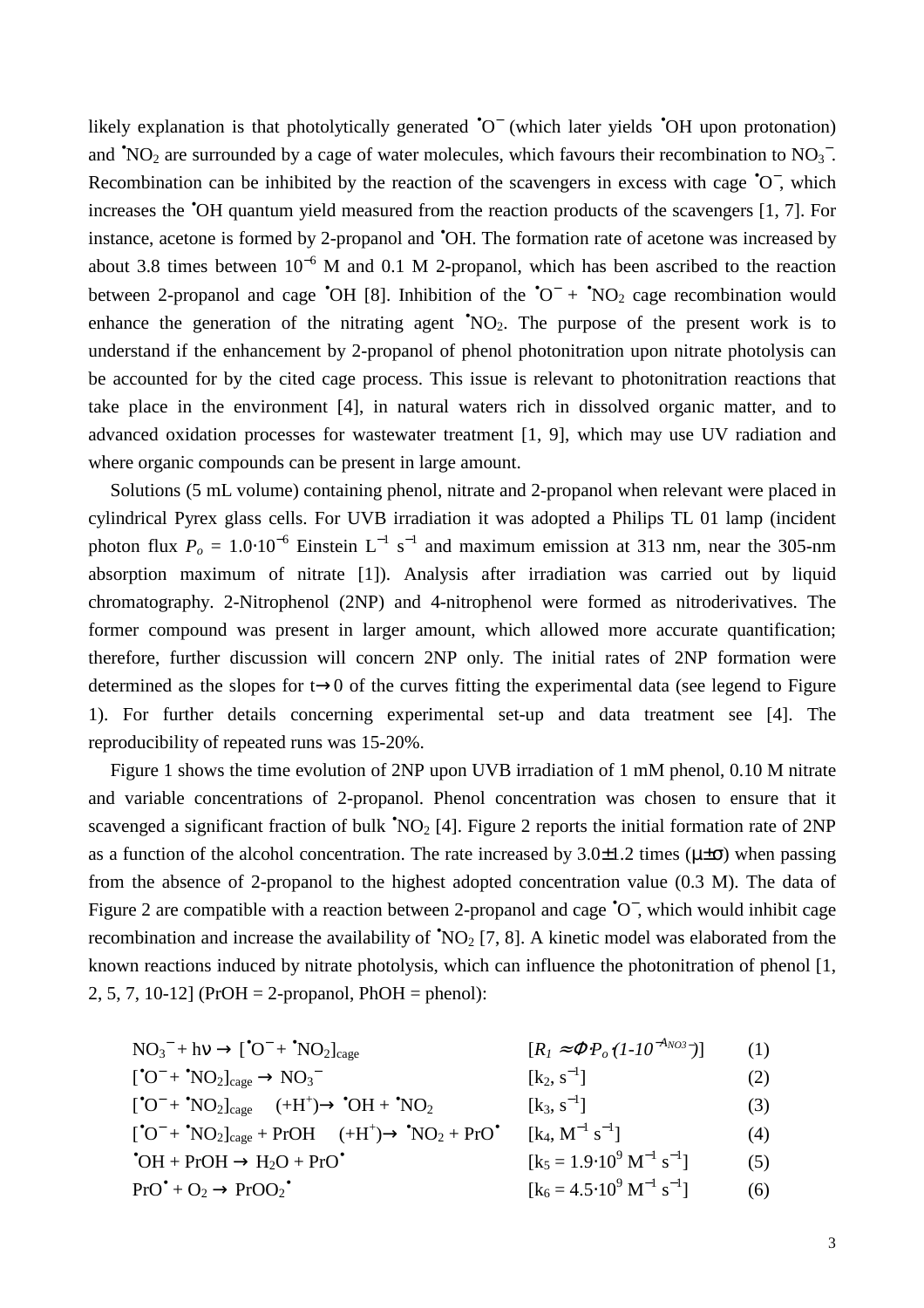likely explanation is that photolytically generated $^{\bullet}O^{-}$ (which later yields $^{\bullet}OH$ upon protonation) and $^{\bullet}NO_2$ are surrounded by a cage of water molecules, which favours their recombination to $NO_3^{-}$. Recombination can be inhibited by the reaction of the scavengers in excess with cage $^{\bullet}O^{-}$, which increases the $^{\bullet}OH$ quantum yield measured from the reaction products of the scavengers [1, 7]. For instance, acetone is formed by 2-propanol and $^{\bullet}OH$. The formation rate of acetone was increased by about 3.8 times between $10^{-6}$ M and 0.1 M 2-propanol, which has been ascribed to the reaction between 2-propanol and cage $^{\bullet}OH$ [8]. Inhibition of the $^{\bullet}O^{-}$ + $^{\bullet}NO_2$ cage recombination would enhance the generation of the nitrating agent $^{\bullet}NO_2$. The purpose of the present work is to understand if the enhancement by 2-propanol of phenol photonitration upon nitrate photolysis can be accounted for by the cited cage process. This issue is relevant to photonitration reactions that take place in the environment [4], in natural waters rich in dissolved organic matter, and to advanced oxidation processes for wastewater treatment [1, 9], which may use UV radiation and where organic compounds can be present in large amount.

Solutions (5 mL volume) containing phenol, nitrate and 2-propanol when relevant were placed in cylindrical Pyrex glass cells. For UVB irradiation it was adopted a Philips TL 01 lamp (incident photon flux $P_o$ = $1.0\cdot10^{-6}$ Einstein $L^{-1}$ $s^{-1}$ and maximum emission at 313 nm, near the 305-nm absorption maximum of nitrate [1]). Analysis after irradiation was carried out by liquid chromatography. 2-Nitrophenol (2NP) and 4-nitrophenol were formed as nitroderivatives. The former compound was present in larger amount, which allowed more accurate quantification; therefore, further discussion will concern 2NP only. The initial rates of 2NP formation were determined as the slopes for $t\rightarrow0$ of the curves fitting the experimental data (see legend to Figure 1). For further details concerning experimental set-up and data treatment see [4]. The reproducibility of repeated runs was 15-20%.

Figure 1 shows the time evolution of 2NP upon UVB irradiation of 1 mM phenol, 0.10 M nitrate and variable concentrations of 2-propanol. Phenol concentration was chosen to ensure that it scavenged a significant fraction of bulk $^{\bullet}NO_2$ [4]. Figure 2 reports the initial formation rate of 2NP as a function of the alcohol concentration. The rate increased by 3.0±1.2 times ($\mu\pm\sigma$) when passing from the absence of 2-propanol to the highest adopted concentration value (0.3 M). The data of Figure 2 are compatible with a reaction between 2-propanol and cage $^{\bullet}O^{-}$, which would inhibit cage recombination and increase the availability of $^{\bullet}NO_2$ [7, 8]. A kinetic model was elaborated from the known reactions induced by nitrate photolysis, which can influence the photonitration of phenol [1, 2, 5, 7, 10-12] (PrOH = 2-propanol, PhOH = phenol):

$$NO_3^{-} + h\nu \rightarrow [^{\bullet}O^{-} + {}^{\bullet}NO_2]_{cage} \quad [R_1 \approx \Phi\cdot P_o\cdot(1-10^{-A_{NO3^-}})] \quad (1)$$

$$[^{\bullet}O^{-} + {}^{\bullet}NO_2]_{cage} \rightarrow NO_3^{-} \quad [k_2,\ s^{-1}] \quad (2)$$

$$[^{\bullet}O^{-} + {}^{\bullet}NO_2]_{cage} \ (+H^{+}) \rightarrow {}^{\bullet}OH + {}^{\bullet}NO_2 \quad [k_3,\ s^{-1}] \quad (3)$$

$$[^{\bullet}O^{-} + {}^{\bullet}NO_2]_{cage} + PrOH \ (+H^{+}) \rightarrow {}^{\bullet}NO_2 + PrO^{\bullet} \quad [k_4,\ M^{-1}\ s^{-1}] \quad (4)$$

$$^{\bullet}OH + PrOH \rightarrow H_2O + PrO^{\bullet} \quad [k_5 = 1.9\cdot10^{9}\ M^{-1}\ s^{-1}] \quad (5)$$

$$PrO^{\bullet} + O_2 \rightarrow PrOO_2^{\bullet} \quad [k_6 = 4.5\cdot10^{9}\ M^{-1}\ s^{-1}] \quad (6)$$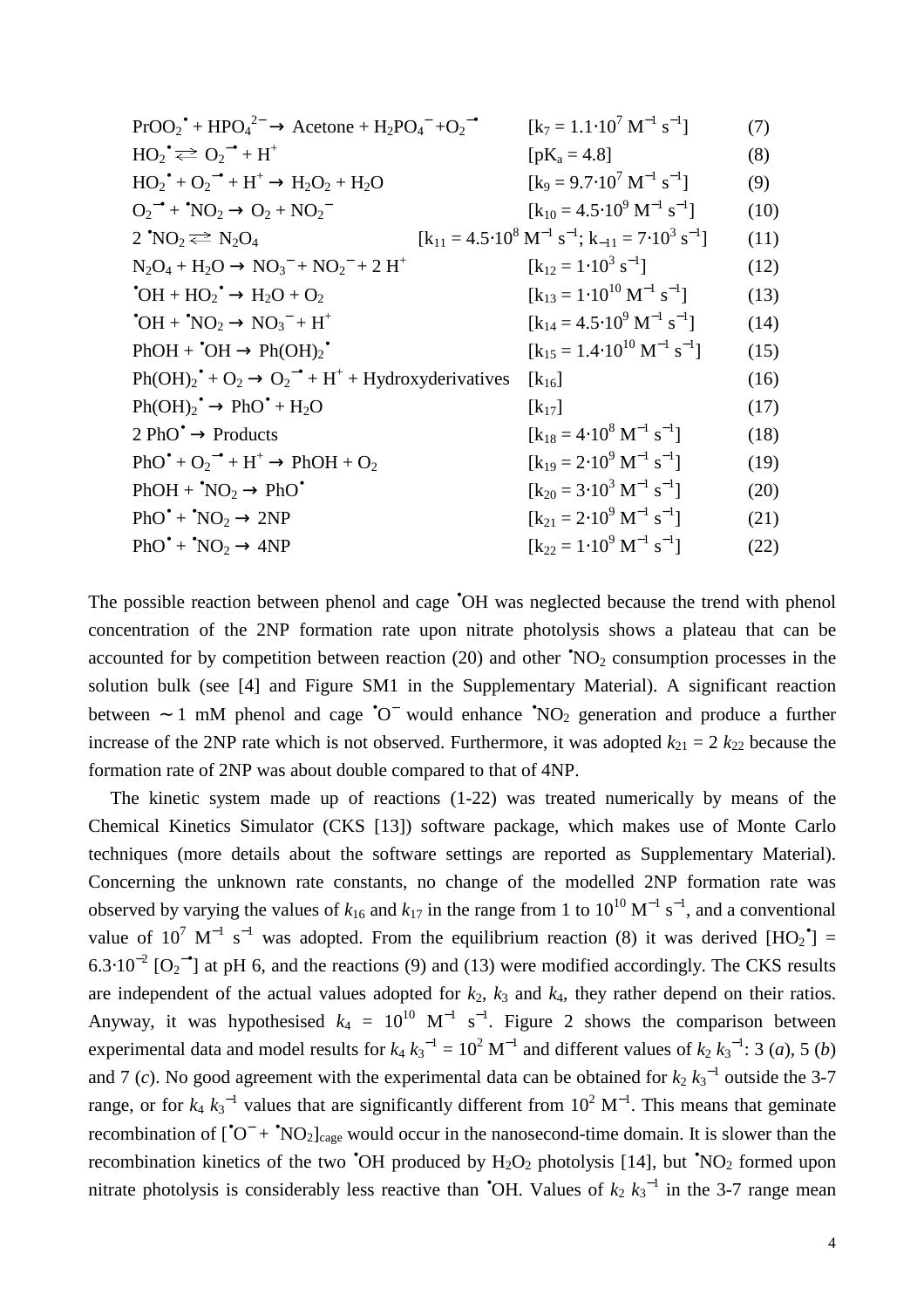$PrOO_2^{\bullet} + HPO_4^{2-} \rightarrow$ Acetone $+ H_2PO_4^{-} + O_2^{-\bullet}$ [$k_7 = 1.1\cdot10^7$ M$^{-1}$ s$^{-1}$] (7)

$HO_2^{\bullet} \rightleftarrows O_2^{-\bullet} + H^+$ [p$K_a$ = 4.8] (8)

$HO_2^{\bullet} + O_2^{-\bullet} + H^+ \rightarrow H_2O_2 + H_2O$ [$k_9 = 9.7\cdot10^7$ M$^{-1}$ s$^{-1}$] (9)

$O_2^{-\bullet} + {}^{\bullet}NO_2 \rightarrow O_2 + NO_2^{-}$ [$k_{10} = 4.5\cdot10^9$ M$^{-1}$ s$^{-1}$] (10)

$2\ {}^{\bullet}NO_2 \rightleftarrows N_2O_4$ [$k_{11} = 4.5\cdot10^8$ M$^{-1}$ s$^{-1}$; $k_{-11} = 7\cdot10^3$ s$^{-1}$] (11)

$N_2O_4 + H_2O \rightarrow NO_3^{-} + NO_2^{-} + 2\ H^+$ [$k_{12} = 1\cdot10^3$ s$^{-1}$] (12)

${}^{\bullet}OH + HO_2^{\bullet} \rightarrow H_2O + O_2$ [$k_{13} = 1\cdot10^{10}$ M$^{-1}$ s$^{-1}$] (13)

${}^{\bullet}OH + {}^{\bullet}NO_2 \rightarrow NO_3^{-} + H^+$ [$k_{14} = 4.5\cdot10^9$ M$^{-1}$ s$^{-1}$] (14)

$PhOH + {}^{\bullet}OH \rightarrow Ph(OH)_2^{\bullet}$ [$k_{15} = 1.4\cdot10^{10}$ M$^{-1}$ s$^{-1}$] (15)

$Ph(OH)_2^{\bullet} + O_2 \rightarrow O_2^{-\bullet} + H^+ +$ Hydroxyderivatives [$k_{16}$] (16)

$Ph(OH)_2^{\bullet} \rightarrow PhO^{\bullet} + H_2O$ [$k_{17}$] (17)

$2\ PhO^{\bullet} \rightarrow$ Products [$k_{18} = 4\cdot10^8$ M$^{-1}$ s$^{-1}$] (18)

$PhO^{\bullet} + O_2^{-\bullet} + H^+ \rightarrow PhOH + O_2$ [$k_{19} = 2\cdot10^9$ M$^{-1}$ s$^{-1}$] (19)

$PhOH + {}^{\bullet}NO_2 \rightarrow PhO^{\bullet}$ [$k_{20} = 3\cdot10^3$ M$^{-1}$ s$^{-1}$] (20)

$PhO^{\bullet} + {}^{\bullet}NO_2 \rightarrow$ 2NP [$k_{21} = 2\cdot10^9$ M$^{-1}$ s$^{-1}$] (21)

$PhO^{\bullet} + {}^{\bullet}NO_2 \rightarrow$ 4NP [$k_{22} = 1\cdot10^9$ M$^{-1}$ s$^{-1}$] (22)

The possible reaction between phenol and cage ${}^{\bullet}OH$ was neglected because the trend with phenol concentration of the 2NP formation rate upon nitrate photolysis shows a plateau that can be accounted for by competition between reaction (20) and other ${}^{\bullet}NO_2$ consumption processes in the solution bulk (see [4] and Figure SM1 in the Supplementary Material). A significant reaction between ∼ 1 mM phenol and cage ${}^{\bullet}O^{-}$ would enhance ${}^{\bullet}NO_2$ generation and produce a further increase of the 2NP rate which is not observed. Furthermore, it was adopted $k_{21} = 2\ k_{22}$ because the formation rate of 2NP was about double compared to that of 4NP.

The kinetic system made up of reactions (1-22) was treated numerically by means of the Chemical Kinetics Simulator (CKS [13]) software package, which makes use of Monte Carlo techniques (more details about the software settings are reported as Supplementary Material). Concerning the unknown rate constants, no change of the modelled 2NP formation rate was observed by varying the values of $k_{16}$ and $k_{17}$ in the range from 1 to $10^{10}$ M$^{-1}$ s$^{-1}$, and a conventional value of $10^7$ M$^{-1}$ s$^{-1}$ was adopted. From the equilibrium reaction (8) it was derived $[HO_2^{\bullet}] = 6.3\cdot10^{-2}\ [O_2^{-\bullet}]$ at pH 6, and the reactions (9) and (13) were modified accordingly. The CKS results are independent of the actual values adopted for $k_2$, $k_3$ and $k_4$, they rather depend on their ratios. Anyway, it was hypothesised $k_4 = 10^{10}$ M$^{-1}$ s$^{-1}$. Figure 2 shows the comparison between experimental data and model results for $k_4\ k_3^{-1} = 10^2$ M$^{-1}$ and different values of $k_2\ k_3^{-1}$: 3 (*a*), 5 (*b*) and 7 (*c*). No good agreement with the experimental data can be obtained for $k_2\ k_3^{-1}$ outside the 3-7 range, or for $k_4\ k_3^{-1}$ values that are significantly different from $10^2$ M$^{-1}$. This means that geminate recombination of $[{}^{\bullet}O^{-} + {}^{\bullet}NO_2]_{cage}$ would occur in the nanosecond-time domain. It is slower than the recombination kinetics of the two ${}^{\bullet}OH$ produced by $H_2O_2$ photolysis [14], but ${}^{\bullet}NO_2$ formed upon nitrate photolysis is considerably less reactive than ${}^{\bullet}OH$. Values of $k_2\ k_3^{-1}$ in the 3-7 range mean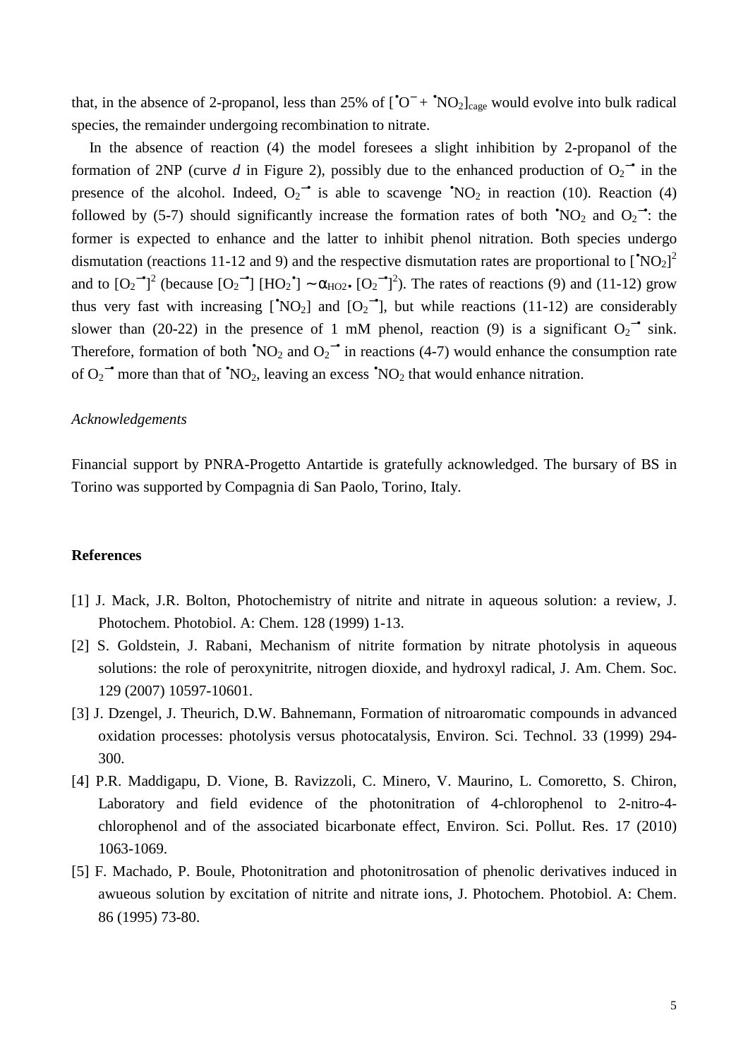that, in the absence of 2-propanol, less than 25% of $[^{\bullet}O^{-} + {}^{\bullet}NO_2]_{cage}$ would evolve into bulk radical species, the remainder undergoing recombination to nitrate.

In the absence of reaction (4) the model foresees a slight inhibition by 2-propanol of the formation of 2NP (curve *d* in Figure 2), possibly due to the enhanced production of $O_2^{-\bullet}$ in the presence of the alcohol. Indeed, $O_2^{-\bullet}$ is able to scavenge ${}^{\bullet}NO_2$ in reaction (10). Reaction (4) followed by (5-7) should significantly increase the formation rates of both ${}^{\bullet}NO_2$ and $O_2^{-\bullet}$: the former is expected to enhance and the latter to inhibit phenol nitration. Both species undergo dismutation (reactions 11-12 and 9) and the respective dismutation rates are proportional to $[{}^{\bullet}NO_2]^2$ and to $[O_2^{-\bullet}]^2$ (because $[O_2^{-\bullet}]\,[HO_2^{\bullet}] \sim \alpha_{HO2\bullet}\,[O_2^{-\bullet}]^2$). The rates of reactions (9) and (11-12) grow thus very fast with increasing $[{}^{\bullet}NO_2]$ and $[O_2^{-\bullet}]$, but while reactions (11-12) are considerably slower than (20-22) in the presence of 1 mM phenol, reaction (9) is a significant $O_2^{-\bullet}$ sink. Therefore, formation of both ${}^{\bullet}NO_2$ and $O_2^{-\bullet}$ in reactions (4-7) would enhance the consumption rate of $O_2^{-\bullet}$ more than that of ${}^{\bullet}NO_2$, leaving an excess ${}^{\bullet}NO_2$ that would enhance nitration.

*Acknowledgements*

Financial support by PNRA-Progetto Antartide is gratefully acknowledged. The bursary of BS in Torino was supported by Compagnia di San Paolo, Torino, Italy.

## References

[1] J. Mack, J.R. Bolton, Photochemistry of nitrite and nitrate in aqueous solution: a review, J. Photochem. Photobiol. A: Chem. 128 (1999) 1-13.

[2] S. Goldstein, J. Rabani, Mechanism of nitrite formation by nitrate photolysis in aqueous solutions: the role of peroxynitrite, nitrogen dioxide, and hydroxyl radical, J. Am. Chem. Soc. 129 (2007) 10597-10601.

[3] J. Dzengel, J. Theurich, D.W. Bahnemann, Formation of nitroaromatic compounds in advanced oxidation processes: photolysis versus photocatalysis, Environ. Sci. Technol. 33 (1999) 294-300.

[4] P.R. Maddigapu, D. Vione, B. Ravizzoli, C. Minero, V. Maurino, L. Comoretto, S. Chiron, Laboratory and field evidence of the photonitration of 4-chlorophenol to 2-nitro-4-chlorophenol and of the associated bicarbonate effect, Environ. Sci. Pollut. Res. 17 (2010) 1063-1069.

[5] F. Machado, P. Boule, Photonitration and photonitrosation of phenolic derivatives induced in awueous solution by excitation of nitrite and nitrate ions, J. Photochem. Photobiol. A: Chem. 86 (1995) 73-80.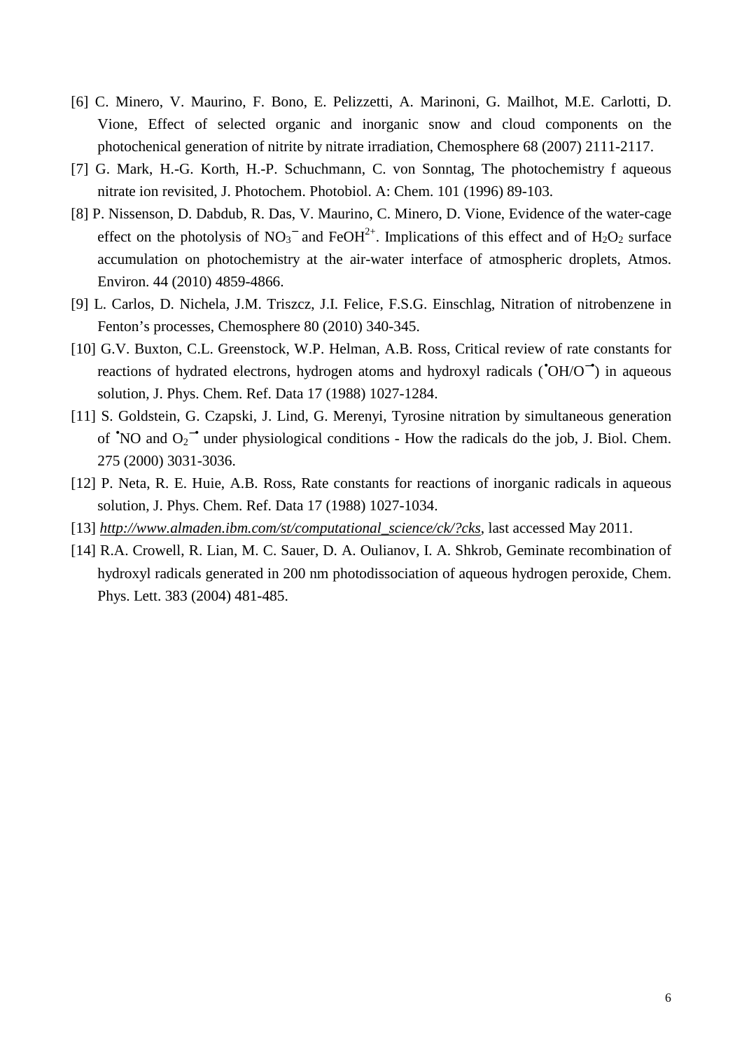[6] C. Minero, V. Maurino, F. Bono, E. Pelizzetti, A. Marinoni, G. Mailhot, M.E. Carlotti, D. Vione, Effect of selected organic and inorganic snow and cloud components on the photochenical generation of nitrite by nitrate irradiation, Chemosphere 68 (2007) 2111-2117.

[7] G. Mark, H.-G. Korth, H.-P. Schuchmann, C. von Sonntag, The photochemistry f aqueous nitrate ion revisited, J. Photochem. Photobiol. A: Chem. 101 (1996) 89-103.

[8] P. Nissenson, D. Dabdub, R. Das, V. Maurino, C. Minero, D. Vione, Evidence of the water-cage effect on the photolysis of $NO_3^-$ and $FeOH^{2+}$. Implications of this effect and of $H_2O_2$ surface accumulation on photochemistry at the air-water interface of atmospheric droplets, Atmos. Environ. 44 (2010) 4859-4866.

[9] L. Carlos, D. Nichela, J.M. Triszcz, J.I. Felice, F.S.G. Einschlag, Nitration of nitrobenzene in Fenton's processes, Chemosphere 80 (2010) 340-345.

[10] G.V. Buxton, C.L. Greenstock, W.P. Helman, A.B. Ross, Critical review of rate constants for reactions of hydrated electrons, hydrogen atoms and hydroxyl radicals ($^{\bullet}OH/O^{-\bullet}$) in aqueous solution, J. Phys. Chem. Ref. Data 17 (1988) 1027-1284.

[11] S. Goldstein, G. Czapski, J. Lind, G. Merenyi, Tyrosine nitration by simultaneous generation of $^{\bullet}NO$ and $O_2^{-\bullet}$ under physiological conditions - How the radicals do the job, J. Biol. Chem. 275 (2000) 3031-3036.

[12] P. Neta, R. E. Huie, A.B. Ross, Rate constants for reactions of inorganic radicals in aqueous solution, J. Phys. Chem. Ref. Data 17 (1988) 1027-1034.

[13] *http://www.almaden.ibm.com/st/computational_science/ck/?cks*, last accessed May 2011.

[14] R.A. Crowell, R. Lian, M. C. Sauer, D. A. Oulianov, I. A. Shkrob, Geminate recombination of hydroxyl radicals generated in 200 nm photodissociation of aqueous hydrogen peroxide, Chem. Phys. Lett. 383 (2004) 481-485.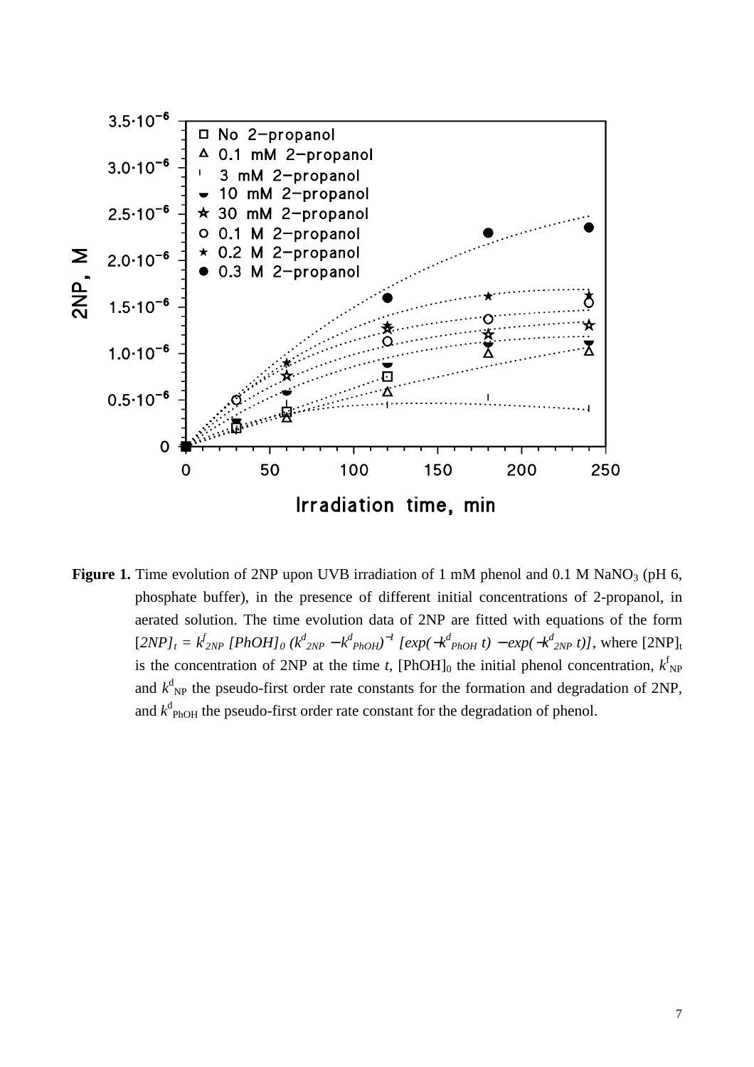**Figure 1.** Time evolution of 2NP upon UVB irradiation of 1 mM phenol and 0.1 M $NaNO_3$ (pH 6, phosphate buffer), in the presence of different initial concentrations of 2-propanol, in aerated solution. The time evolution data of 2NP are fitted with equations of the form $[2NP]_t = k^f_{2NP}\,[PhOH]_0\,(k^d_{2NP} - k^d_{PhOH})^{-1}\,[\exp(-k^d_{PhOH}\,t) - \exp(-k^d_{2NP}\,t)]$, where $[2NP]_t$ is the concentration of 2NP at the time $t$, $[PhOH]_0$ the initial phenol concentration, $k^f_{NP}$ and $k^d_{NP}$ the pseudo-first order rate constants for the formation and degradation of 2NP, and $k^d_{PhOH}$ the pseudo-first order rate constant for the degradation of phenol.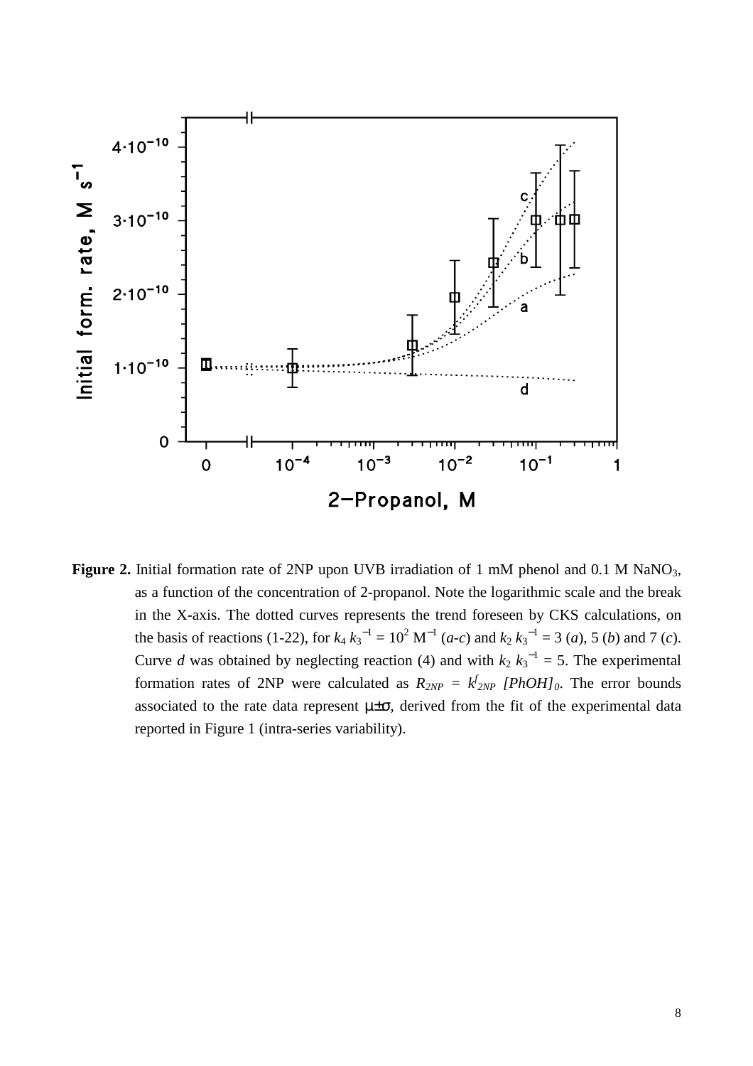Initial form. rate, M s$^{-1}$

4·10$^{-10}$

3·10$^{-10}$

2·10$^{-10}$

1·10$^{-10}$

0

0

10$^{-4}$

10$^{-3}$

10$^{-2}$

10$^{-1}$

1

2−Propanol, M

c

b

a

d

**Figure 2.** Initial formation rate of 2NP upon UVB irradiation of 1 mM phenol and 0.1 M $NaNO_3$, as a function of the concentration of 2-propanol. Note the logarithmic scale and the break in the X-axis. The dotted curves represents the trend foreseen by CKS calculations, on the basis of reactions (1-22), for $k_4\ k_3^{-1} = 10^2$ $M^{-1}$ (*a-c*) and $k_2\ k_3^{-1} = 3$ (*a*), 5 (*b*) and 7 (*c*). Curve *d* was obtained by neglecting reaction (4) and with $k_2\ k_3^{-1} = 5$. The experimental formation rates of 2NP were calculated as $R_{2NP} = k^f_{2NP}\ [PhOH]_0$. The error bounds associated to the rate data represent $\mu \pm \sigma$, derived from the fit of the experimental data reported in Figure 1 (intra-series variability).